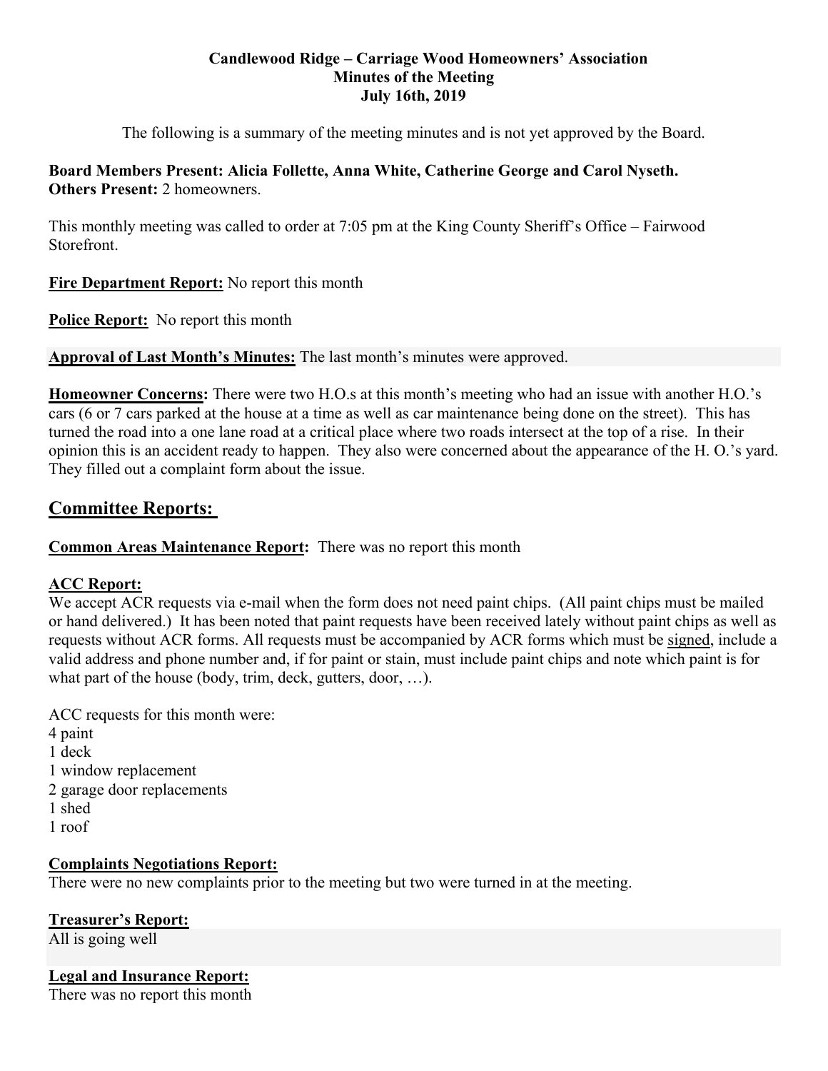**Candlewood Ridge – Carriage Wood Homeowners' Association**
**Minutes of the Meeting**
**July 16th, 2019**

The following is a summary of the meeting minutes and is not yet approved by the Board.

**Board Members Present: Alicia Follette, Anna White, Catherine George and Carol Nyseth.**
**Others Present:** 2 homeowners.

This monthly meeting was called to order at 7:05 pm at the King County Sheriff's Office – Fairwood Storefront.

**Fire Department Report:** No report this month

**Police Report:** No report this month

**Approval of Last Month's Minutes:** The last month's minutes were approved.

**Homeowner Concerns:** There were two H.O.s at this month's meeting who had an issue with another H.O.'s cars (6 or 7 cars parked at the house at a time as well as car maintenance being done on the street). This has turned the road into a one lane road at a critical place where two roads intersect at the top of a rise. In their opinion this is an accident ready to happen. They also were concerned about the appearance of the H. O.'s yard. They filled out a complaint form about the issue.

## Committee Reports:

**Common Areas Maintenance Report:** There was no report this month

**ACC Report:**
We accept ACR requests via e-mail when the form does not need paint chips. (All paint chips must be mailed or hand delivered.) It has been noted that paint requests have been received lately without paint chips as well as requests without ACR forms. All requests must be accompanied by ACR forms which must be signed, include a valid address and phone number and, if for paint or stain, must include paint chips and note which paint is for what part of the house (body, trim, deck, gutters, door, …).

ACC requests for this month were:
4 paint
1 deck
1 window replacement
2 garage door replacements
1 shed
1 roof

**Complaints Negotiations Report:**
There were no new complaints prior to the meeting but two were turned in at the meeting.

**Treasurer's Report:**
All is going well

**Legal and Insurance Report:**
There was no report this month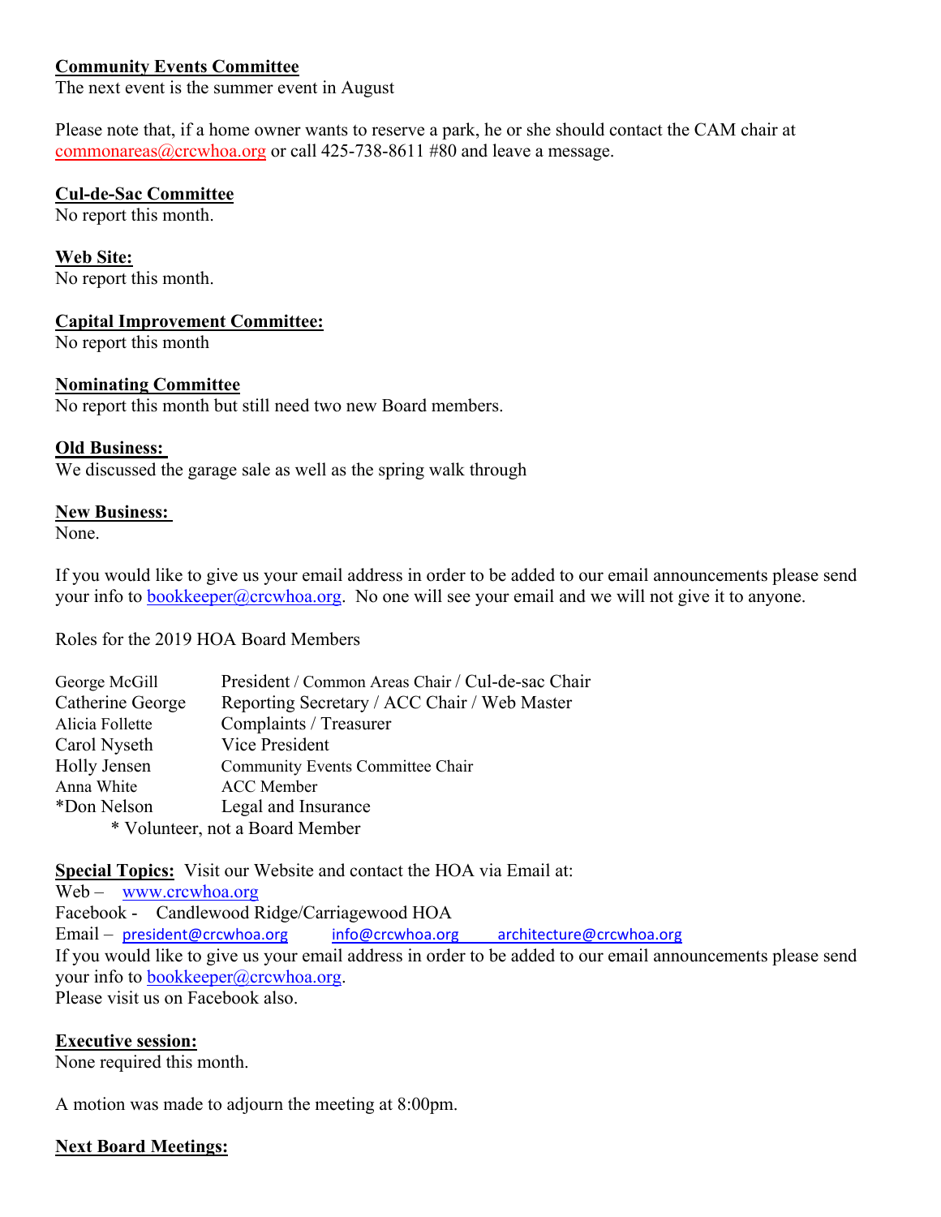**Community Events Committee**
The next event is the summer event in August

Please note that, if a home owner wants to reserve a park, he or she should contact the CAM chair at commonareas@crcwhoa.org or call 425-738-8611 #80 and leave a message.

**Cul-de-Sac Committee**
No report this month.

**Web Site:**
No report this month.

**Capital Improvement Committee:**
No report this month

**Nominating Committee**
No report this month but still need two new Board members.

**Old Business:**
We discussed the garage sale as well as the spring walk through

**New Business:**
None.

If you would like to give us your email address in order to be added to our email announcements please send your info to bookkeeper@crcwhoa.org. No one will see your email and we will not give it to anyone.

Roles for the 2019 HOA Board Members

| | |
|---|---|
| George McGill | President / Common Areas Chair / Cul-de-sac Chair |
| Catherine George | Reporting Secretary / ACC Chair / Web Master |
| Alicia Follette | Complaints / Treasurer |
| Carol Nyseth | Vice President |
| Holly Jensen | Community Events Committee Chair |
| Anna White | ACC Member |
| *Don Nelson | Legal and Insurance |

\* Volunteer, not a Board Member

**Special Topics:** Visit our Website and contact the HOA via Email at:
Web – www.crcwhoa.org
Facebook - Candlewood Ridge/Carriagewood HOA
Email – president@crcwhoa.org info@crcwhoa.org architecture@crcwhoa.org
If you would like to give us your email address in order to be added to our email announcements please send your info to bookkeeper@crcwhoa.org.
Please visit us on Facebook also.

**Executive session:**
None required this month.

A motion was made to adjourn the meeting at 8:00pm.

**Next Board Meetings:**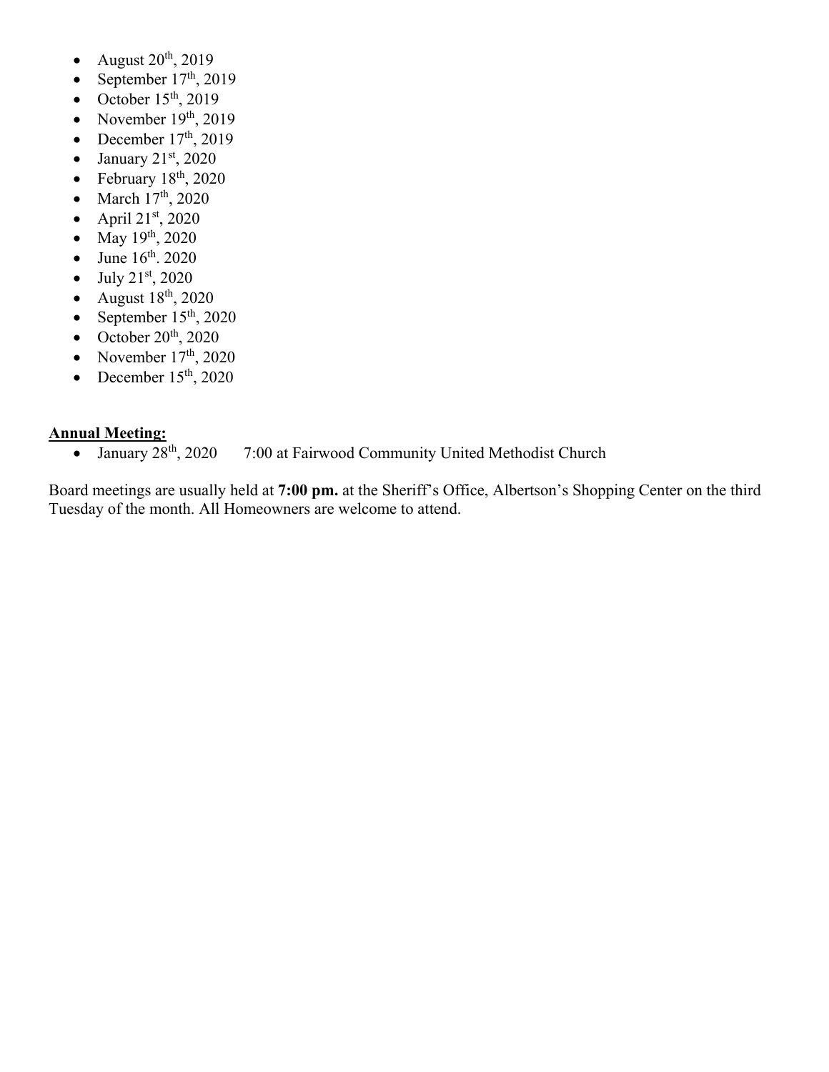- August 20th, 2019
- September 17th, 2019
- October 15th, 2019
- November 19th, 2019
- December 17th, 2019
- January 21st, 2020
- February 18th, 2020
- March 17th, 2020
- April 21st, 2020
- May 19th, 2020
- June 16th. 2020
- July 21st, 2020
- August 18th, 2020
- September 15th, 2020
- October 20th, 2020
- November 17th, 2020
- December 15th, 2020

**Annual Meeting:**

- January 28th, 2020 7:00 at Fairwood Community United Methodist Church

Board meetings are usually held at **7:00 pm.** at the Sheriff's Office, Albertson's Shopping Center on the third Tuesday of the month. All Homeowners are welcome to attend.